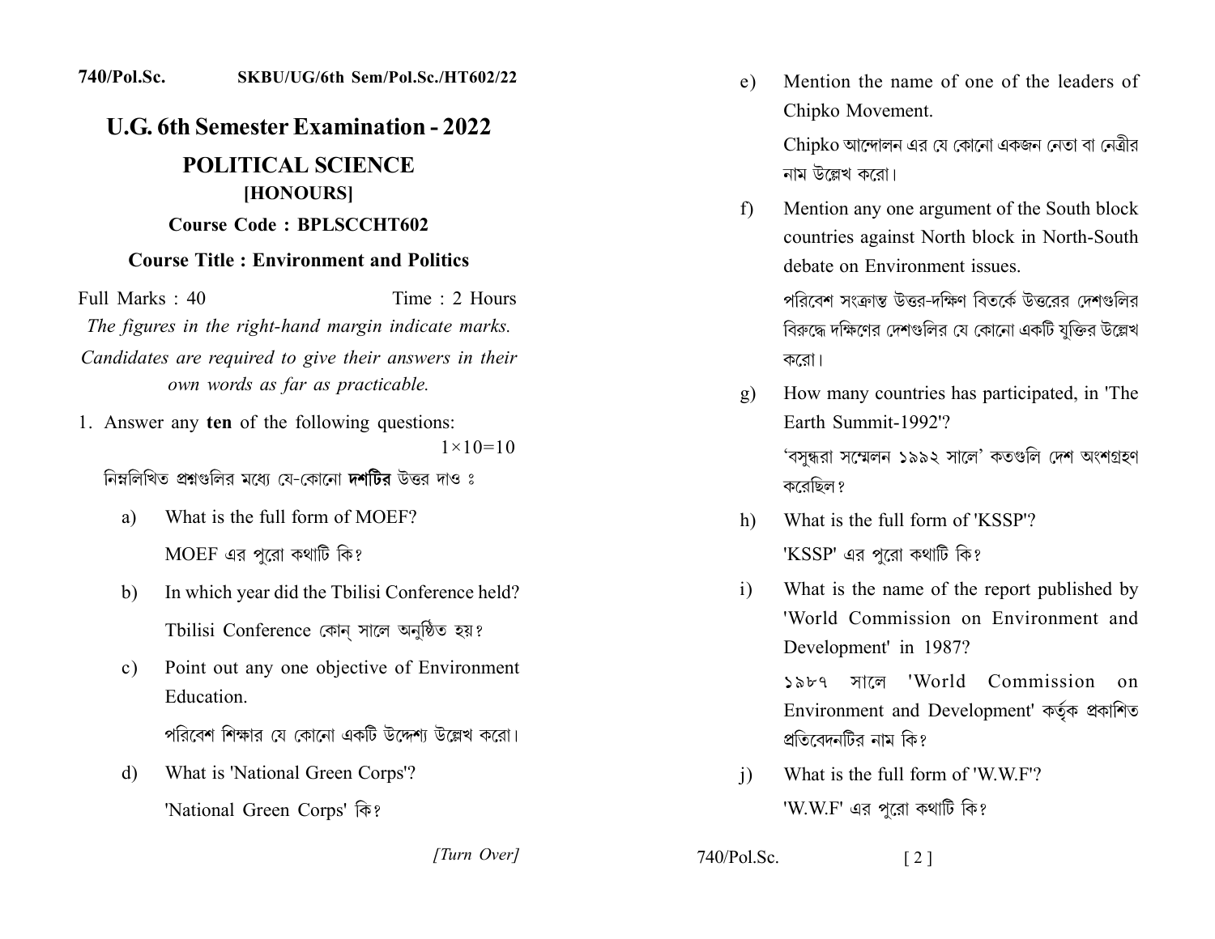740/Pol.Sc. SKBU/UG/6th Sem/Pol.Sc./HT602/22

# U.G. 6th Semester Examination - 2022

## POLITICAL SCIENCE

### [HONOURS]

**Course Code : BPLSCCHT602**

**Course Title : Environment and Politics**

Full Marks : 40 Time : 2 Hours

*The figures in the right-hand margin indicate marks.*

*Candidates are required to give their answers in their own words as far as practicable.*

1. Answer any **ten** of the following questions: $1\times10=10$

   নিম্নলিখিত প্রশ্নগুলির মধ্যে যে-কোনো **দশটির** উত্তর দাও ঃ

   a) What is the full form of MOEF?

      MOEF এর পুরো কথাটি কি?

   b) In which year did the Tbilisi Conference held?

      Tbilisi Conference কোন্ সালে অনুষ্ঠিত হয়?

   c) Point out any one objective of Environment Education.

      পরিবেশ শিক্ষার যে কোনো একটি উদ্দেশ্য উল্লেখ করো।

   d) What is 'National Green Corps'?

      'National Green Corps' কি?

   e) Mention the name of one of the leaders of Chipko Movement.

      Chipko আন্দোলন এর যে কোনো একজন নেতা বা নেত্রীর নাম উল্লেখ করো।

   f) Mention any one argument of the South block countries against North block in North-South debate on Environment issues.

      পরিবেশ সংক্রান্ত উত্তর-দক্ষিণ বিতর্কে উত্তরের দেশগুলির বিরুদ্ধে দক্ষিণের দেশগুলির যে কোনো একটি যুক্তির উল্লেখ করো।

   g) How many countries has participated, in 'The Earth Summit-1992'?

      'বসুন্ধরা সম্মেলন ১৯৯২ সালে' কতগুলি দেশ অংশগ্রহণ করেছিল?

   h) What is the full form of 'KSSP'?

      'KSSP' এর পুরো কথাটি কি?

   i) What is the name of the report published by 'World Commission on Environment and Development' in 1987?

      ১৯৮৭ সালে 'World Commission on Environment and Development' কর্তৃক প্রকাশিত প্রতিবেদনটির নাম কি?

   j) What is the full form of 'W.W.F'?

      'W.W.F' এর পুরো কথাটি কি?

[Turn Over]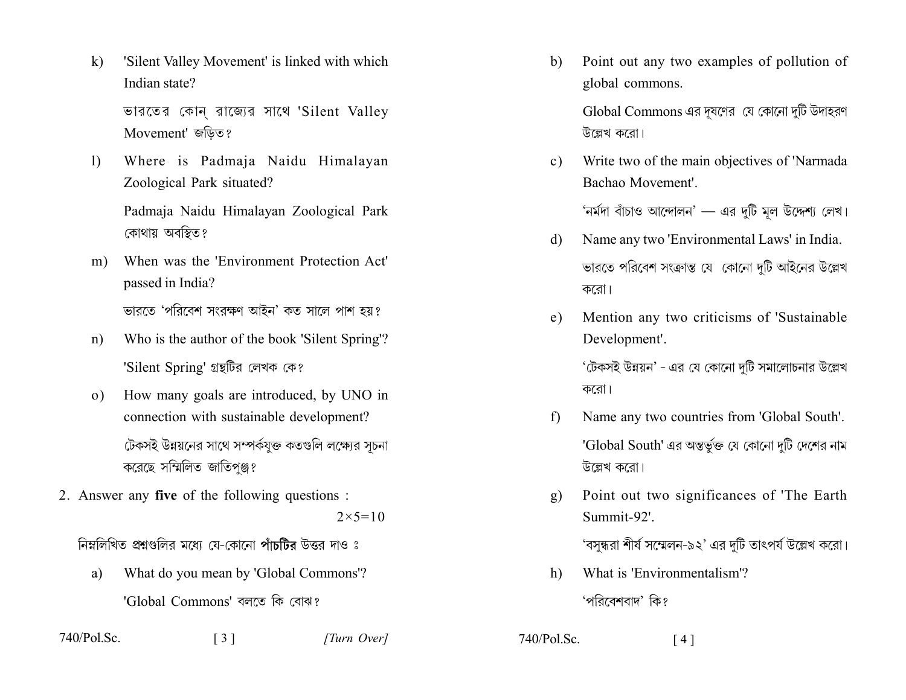k) 'Silent Valley Movement' is linked with which Indian state?

ভারতের কোন্ রাজ্যের সাথে 'Silent Valley Movement' জড়িত?

l) Where is Padmaja Naidu Himalayan Zoological Park situated?

Padmaja Naidu Himalayan Zoological Park কোথায় অবস্থিত?

m) When was the 'Environment Protection Act' passed in India?

ভারতে 'পরিবেশ সংরক্ষণ আইন' কত সালে পাশ হয়?

n) Who is the author of the book 'Silent Spring'?

'Silent Spring' গ্রন্থটির লেখক কে?

o) How many goals are introduced, by UNO in connection with sustainable development?

টেকসই উন্নয়নের সাথে সম্পর্কযুক্ত কতগুলি লক্ষ্যের সূচনা করেছে সম্মিলিত জাতিপুঞ্জ?

2. Answer any **five** of the following questions : $2 \times 5 = 10$

নিম্নলিখিত প্রশ্নগুলির মধ্যে যে-কোনো **পাঁচটির** উত্তর দাও ঃ

a) What do you mean by 'Global Commons'?

'Global Commons' বলতে কি বোঝ?

b) Point out any two examples of pollution of global commons.

Global Commons এর দূষণের যে কোনো দুটি উদাহরণ উল্লেখ করো।

c) Write two of the main objectives of 'Narmada Bachao Movement'.

'নর্মদা বাঁচাও আন্দোলন' — এর দুটি মূল উদ্দেশ্য লেখ।

d) Name any two 'Environmental Laws' in India.

ভারতে পরিবেশ সংক্রান্ত যে কোনো দুটি আইনের উল্লেখ করো।

e) Mention any two criticisms of 'Sustainable Development'.

'টেকসই উন্নয়ন' - এর যে কোনো দুটি সমালোচনার উল্লেখ করো।

f) Name any two countries from 'Global South'.

'Global South' এর অন্তর্ভুক্ত যে কোনো দুটি দেশের নাম উল্লেখ করো।

g) Point out two significances of 'The Earth Summit-92'.

'বসুন্ধরা শীর্ষ সম্মেলন-৯২' এর দুটি তাৎপর্য উল্লেখ করো।

h) What is 'Environmentalism'?

'পরিবেশবাদ' কি?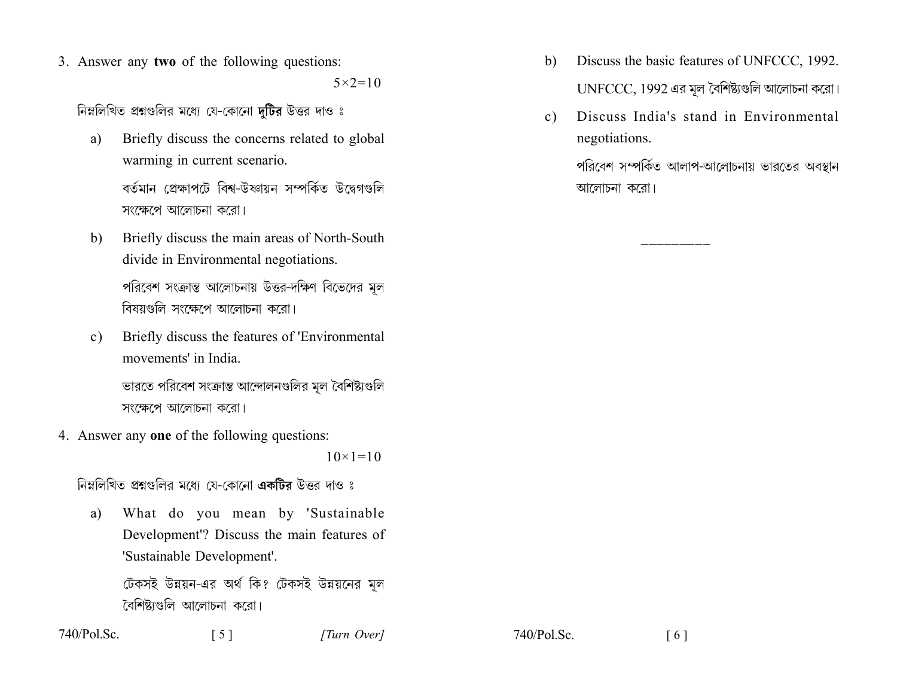3. Answer any **two** of the following questions:

$5 \times 2 = 10$

নিম্নলিখিত প্রশ্নগুলির মধ্যে যে-কোনো **দুটির** উত্তর দাও ঃ

a) Briefly discuss the concerns related to global warming in current scenario.

বর্তমান প্রেক্ষাপটে বিশ্ব-উষ্ণায়ন সম্পর্কিত উদ্বেগগুলি সংক্ষেপে আলোচনা করো।

b) Briefly discuss the main areas of North-South divide in Environmental negotiations.

পরিবেশ সংক্রান্ত আলোচনায় উত্তর-দক্ষিণ বিভেদের মূল বিষয়গুলি সংক্ষেপে আলোচনা করো।

c) Briefly discuss the features of 'Environmental movements' in India.

ভারতে পরিবেশ সংক্রান্ত আন্দোলনগুলির মূল বৈশিষ্ট্যগুলি সংক্ষেপে আলোচনা করো।

4. Answer any **one** of the following questions:

$10 \times 1 = 10$

নিম্নলিখিত প্রশ্নগুলির মধ্যে যে-কোনো **একটির** উত্তর দাও ঃ

a) What do you mean by 'Sustainable Development'? Discuss the main features of 'Sustainable Development'.

টেকসই উন্নয়ন-এর অর্থ কি? টেকসই উন্নয়নের মূল বৈশিষ্ট্যগুলি আলোচনা করো।

b) Discuss the basic features of UNFCCC, 1992.

UNFCCC, 1992 এর মূল বৈশিষ্ট্যগুলি আলোচনা করো।

c) Discuss India's stand in Environmental negotiations.

পরিবেশ সম্পর্কিত আলাপ-আলোচনায় ভারতের অবস্থান আলোচনা করো।

---